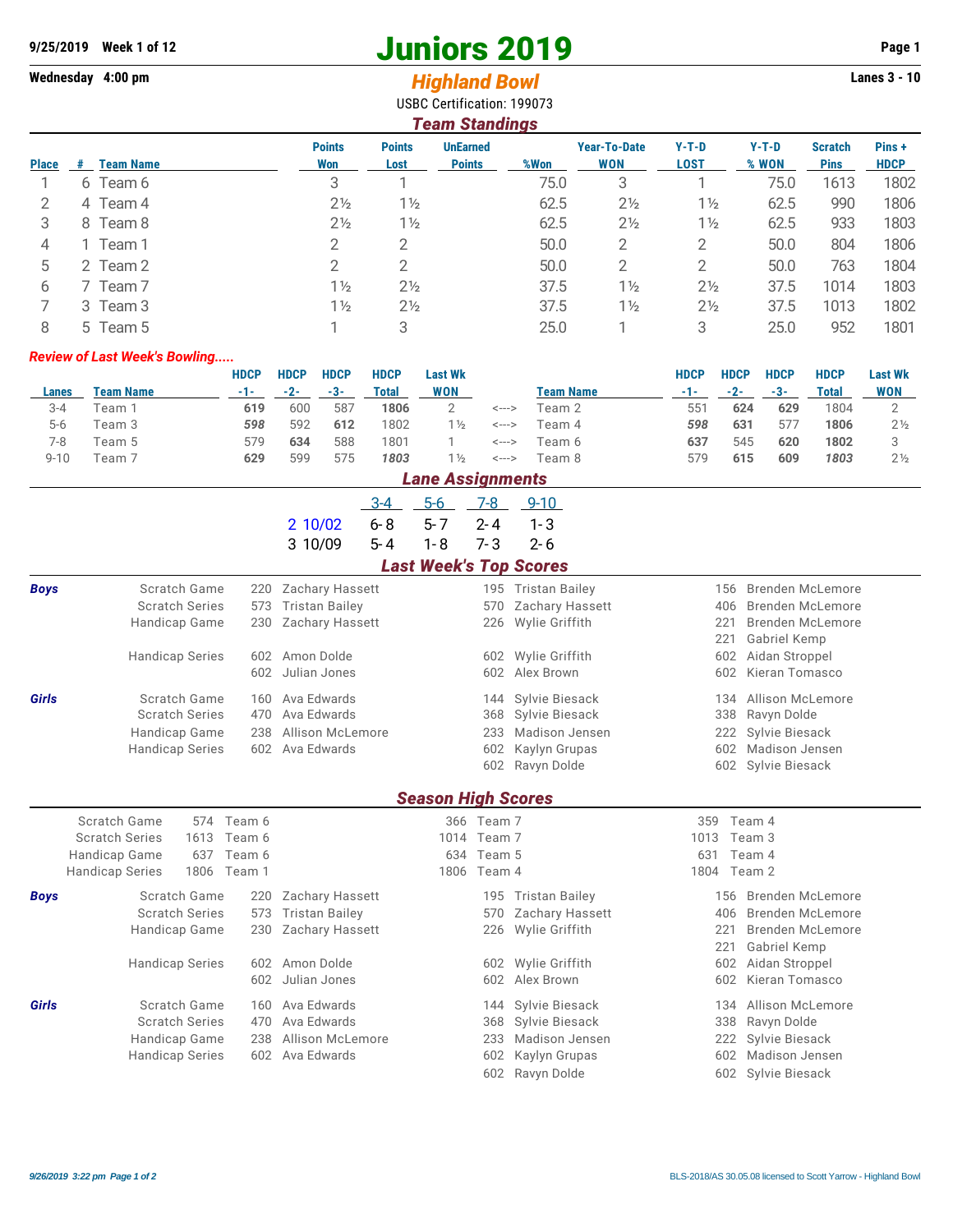**9/25/2019 Week 1 of 12**

**Wednesday 4:00 pm**

# Juniors 2019

## *Highland Bowl*

USBC Certification: 199073

**Lanes 3 - 10**

### *Team Standings*

| Place | # | Team Name | Points Won | Points Lost | UnEarned Points | %Won | Year-To-Date WON | Y-T-D LOST | Y-T-D % WON | Scratch Pins | Pins + HDCP |
|---|---|---|---|---|---|---|---|---|---|---|---|
| 1 | 6 | Team 6 | 3 | 1 | | 75.0 | 3 | 1 | 75.0 | 1613 | 1802 |
| 2 | 4 | Team 4 | 2½ | 1½ | | 62.5 | 2½ | 1½ | 62.5 | 990 | 1806 |
| 3 | 8 | Team 8 | 2½ | 1½ | | 62.5 | 2½ | 1½ | 62.5 | 933 | 1803 |
| 4 | 1 | Team 1 | 2 | 2 | | 50.0 | 2 | 2 | 50.0 | 804 | 1806 |
| 5 | 2 | Team 2 | 2 | 2 | | 50.0 | 2 | 2 | 50.0 | 763 | 1804 |
| 6 | 7 | Team 7 | 1½ | 2½ | | 37.5 | 1½ | 2½ | 37.5 | 1014 | 1803 |
| 7 | 3 | Team 3 | 1½ | 2½ | | 37.5 | 1½ | 2½ | 37.5 | 1013 | 1802 |
| 8 | 5 | Team 5 | 1 | 3 | | 25.0 | 1 | 3 | 25.0 | 952 | 1801 |

***Review of Last Week's Bowling.....***

| Lanes | Team Name | HDCP -1- | HDCP -2- | HDCP -3- | HDCP Total | Last Wk WON | | Team Name | HDCP -1- | HDCP -2- | HDCP -3- | HDCP Total | Last Wk WON |
|---|---|---|---|---|---|---|---|---|---|---|---|---|---|
| 3-4 | Team 1 | **619** | 600 | 587 | **1806** | 2 | <---> | Team 2 | 551 | **624** | **629** | 1804 | 2 |
| 5-6 | Team 3 | ***598*** | 592 | **612** | 1802 | 1½ | <---> | Team 4 | ***598*** | **631** | 577 | **1806** | 2½ |
| 7-8 | Team 5 | 579 | **634** | 588 | 1801 | 1 | <---> | Team 6 | **637** | 545 | **620** | **1802** | 3 |
| 9-10 | Team 7 | **629** | 599 | 575 | ***1803*** | 1½ | <---> | Team 8 | 579 | **615** | **609** | ***1803*** | 2½ |

### *Lane Assignments*

| | 3-4 | 5-6 | 7-8 | 9-10 |
|---|---|---|---|---|
| 2 10/02 | 6- 8 | 5- 7 | 2- 4 | 1- 3 |
| 3 10/09 | 5- 4 | 1- 8 | 7- 3 | 2- 6 |

### *Last Week's Top Scores*

| | | | | | | | |
|---|---|---|---|---|---|---|---|
| ***Boys*** | Scratch Game | 220 | Zachary Hassett | 195 | Tristan Bailey | 156 | Brenden McLemore |
| | Scratch Series | 573 | Tristan Bailey | 570 | Zachary Hassett | 406 | Brenden McLemore |
| | Handicap Game | 230 | Zachary Hassett | 226 | Wylie Griffith | 221 | Brenden McLemore |
| | | | | | | 221 | Gabriel Kemp |
| | Handicap Series | 602 | Amon Dolde | 602 | Wylie Griffith | 602 | Aidan Stroppel |
| | | 602 | Julian Jones | 602 | Alex Brown | 602 | Kieran Tomasco |
| ***Girls*** | Scratch Game | 160 | Ava Edwards | 144 | Sylvie Biesack | 134 | Allison McLemore |
| | Scratch Series | 470 | Ava Edwards | 368 | Sylvie Biesack | 338 | Ravyn Dolde |
| | Handicap Game | 238 | Allison McLemore | 233 | Madison Jensen | 222 | Sylvie Biesack |
| | Handicap Series | 602 | Ava Edwards | 602 | Kaylyn Grupas | 602 | Madison Jensen |
| | | | | 602 | Ravyn Dolde | 602 | Sylvie Biesack |

### *Season High Scores*

| | | | | | | |
|---|---|---|---|---|---|---|
| Scratch Game | 574 | Team 6 | 366 | Team 7 | 359 | Team 4 |
| Scratch Series | 1613 | Team 6 | 1014 | Team 7 | 1013 | Team 3 |
| Handicap Game | 637 | Team 6 | 634 | Team 5 | 631 | Team 4 |
| Handicap Series | 1806 | Team 1 | 1806 | Team 4 | 1804 | Team 2 |

| | | | | | | | |
|---|---|---|---|---|---|---|---|
| ***Boys*** | Scratch Game | 220 | Zachary Hassett | 195 | Tristan Bailey | 156 | Brenden McLemore |
| | Scratch Series | 573 | Tristan Bailey | 570 | Zachary Hassett | 406 | Brenden McLemore |
| | Handicap Game | 230 | Zachary Hassett | 226 | Wylie Griffith | 221 | Brenden McLemore |
| | | | | | | 221 | Gabriel Kemp |
| | Handicap Series | 602 | Amon Dolde | 602 | Wylie Griffith | 602 | Aidan Stroppel |
| | | 602 | Julian Jones | 602 | Alex Brown | 602 | Kieran Tomasco |
| ***Girls*** | Scratch Game | 160 | Ava Edwards | 144 | Sylvie Biesack | 134 | Allison McLemore |
| | Scratch Series | 470 | Ava Edwards | 368 | Sylvie Biesack | 338 | Ravyn Dolde |
| | Handicap Game | 238 | Allison McLemore | 233 | Madison Jensen | 222 | Sylvie Biesack |
| | Handicap Series | 602 | Ava Edwards | 602 | Kaylyn Grupas | 602 | Madison Jensen |
| | | | | 602 | Ravyn Dolde | 602 | Sylvie Biesack |

*9/26/2019 3:22 pm* BLS-2018/AS 30.05.08 licensed to Scott Yarrow - Highland Bowl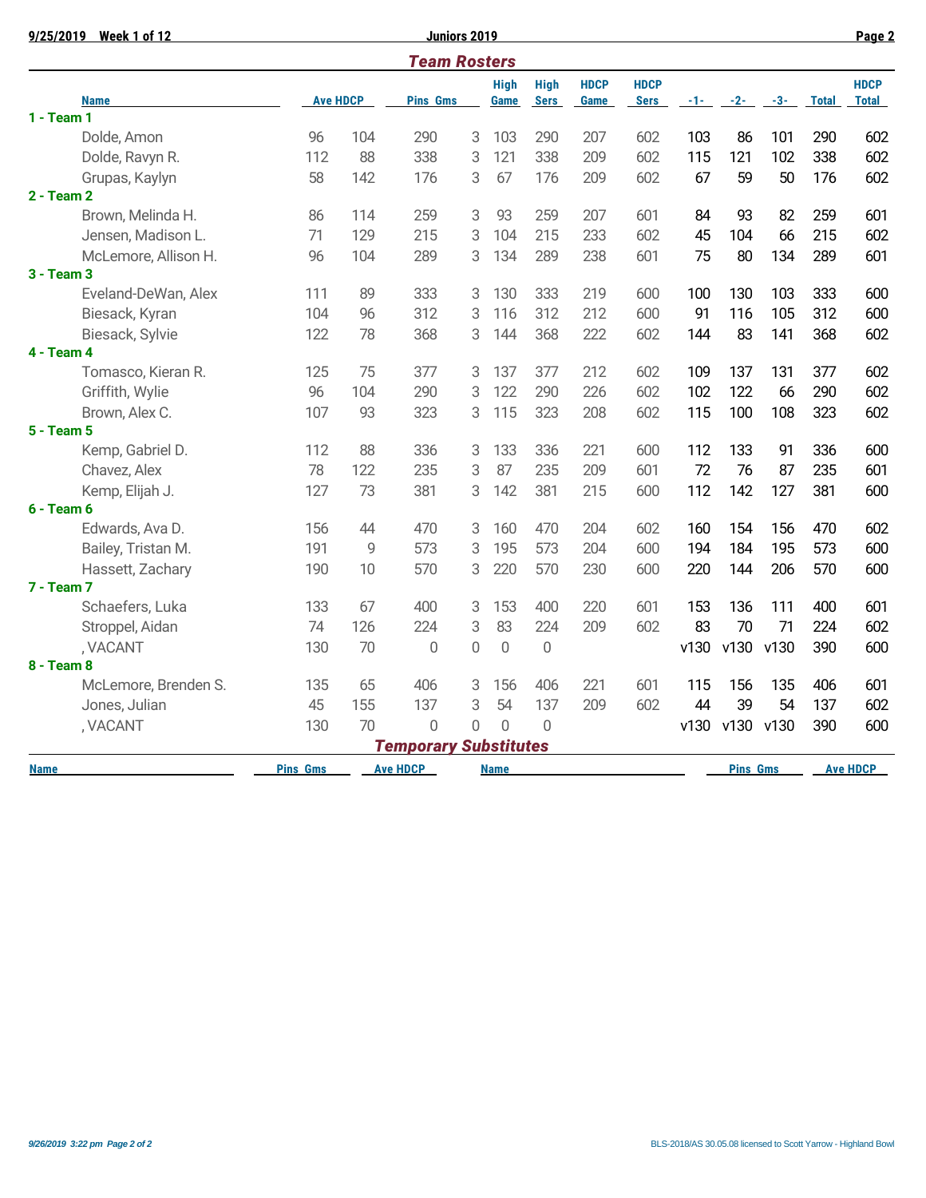9/25/2019 Week 1 of 12 — Juniors 2019

## Team Rosters

| Name | Ave | HDCP | Pins | Gms | High Game | High Sers | HDCP Game | HDCP Sers | -1- | -2- | -3- | Total | HDCP Total |
|---|---|---|---|---|---|---|---|---|---|---|---|---|---|
| **1 - Team 1** | | | | | | | | | | | | | |
| Dolde, Amon | 96 | 104 | 290 | 3 | 103 | 290 | 207 | 602 | 103 | 86 | 101 | 290 | 602 |
| Dolde, Ravyn R. | 112 | 88 | 338 | 3 | 121 | 338 | 209 | 602 | 115 | 121 | 102 | 338 | 602 |
| Grupas, Kaylyn | 58 | 142 | 176 | 3 | 67 | 176 | 209 | 602 | 67 | 59 | 50 | 176 | 602 |
| **2 - Team 2** | | | | | | | | | | | | | |
| Brown, Melinda H. | 86 | 114 | 259 | 3 | 93 | 259 | 207 | 601 | 84 | 93 | 82 | 259 | 601 |
| Jensen, Madison L. | 71 | 129 | 215 | 3 | 104 | 215 | 233 | 602 | 45 | 104 | 66 | 215 | 602 |
| McLemore, Allison H. | 96 | 104 | 289 | 3 | 134 | 289 | 238 | 601 | 75 | 80 | 134 | 289 | 601 |
| **3 - Team 3** | | | | | | | | | | | | | |
| Eveland-DeWan, Alex | 111 | 89 | 333 | 3 | 130 | 333 | 219 | 600 | 100 | 130 | 103 | 333 | 600 |
| Biesack, Kyran | 104 | 96 | 312 | 3 | 116 | 312 | 212 | 600 | 91 | 116 | 105 | 312 | 600 |
| Biesack, Sylvie | 122 | 78 | 368 | 3 | 144 | 368 | 222 | 602 | 144 | 83 | 141 | 368 | 602 |
| **4 - Team 4** | | | | | | | | | | | | | |
| Tomasco, Kieran R. | 125 | 75 | 377 | 3 | 137 | 377 | 212 | 602 | 109 | 137 | 131 | 377 | 602 |
| Griffith, Wylie | 96 | 104 | 290 | 3 | 122 | 290 | 226 | 602 | 102 | 122 | 66 | 290 | 602 |
| Brown, Alex C. | 107 | 93 | 323 | 3 | 115 | 323 | 208 | 602 | 115 | 100 | 108 | 323 | 602 |
| **5 - Team 5** | | | | | | | | | | | | | |
| Kemp, Gabriel D. | 112 | 88 | 336 | 3 | 133 | 336 | 221 | 600 | 112 | 133 | 91 | 336 | 600 |
| Chavez, Alex | 78 | 122 | 235 | 3 | 87 | 235 | 209 | 601 | 72 | 76 | 87 | 235 | 601 |
| Kemp, Elijah J. | 127 | 73 | 381 | 3 | 142 | 381 | 215 | 600 | 112 | 142 | 127 | 381 | 600 |
| **6 - Team 6** | | | | | | | | | | | | | |
| Edwards, Ava D. | 156 | 44 | 470 | 3 | 160 | 470 | 204 | 602 | 160 | 154 | 156 | 470 | 602 |
| Bailey, Tristan M. | 191 | 9 | 573 | 3 | 195 | 573 | 204 | 600 | 194 | 184 | 195 | 573 | 600 |
| Hassett, Zachary | 190 | 10 | 570 | 3 | 220 | 570 | 230 | 600 | 220 | 144 | 206 | 570 | 600 |
| **7 - Team 7** | | | | | | | | | | | | | |
| Schaefers, Luka | 133 | 67 | 400 | 3 | 153 | 400 | 220 | 601 | 153 | 136 | 111 | 400 | 601 |
| Stroppel, Aidan | 74 | 126 | 224 | 3 | 83 | 224 | 209 | 602 | 83 | 70 | 71 | 224 | 602 |
| , VACANT | 130 | 70 | 0 | 0 | 0 | 0 | | | v130 | v130 | v130 | 390 | 600 |
| **8 - Team 8** | | | | | | | | | | | | | |
| McLemore, Brenden S. | 135 | 65 | 406 | 3 | 156 | 406 | 221 | 601 | 115 | 156 | 135 | 406 | 601 |
| Jones, Julian | 45 | 155 | 137 | 3 | 54 | 137 | 209 | 602 | 44 | 39 | 54 | 137 | 602 |
| , VACANT | 130 | 70 | 0 | 0 | 0 | 0 | | | v130 | v130 | v130 | 390 | 600 |

## Temporary Substitutes

| Name | Pins | Gms | Ave | HDCP | Name | Pins | Gms | Ave | HDCP |
|---|---|---|---|---|---|---|---|---|---|

9/26/2019 3:22 pm

BLS-2018/AS 30.05.08 licensed to Scott Yarrow - Highland Bowl